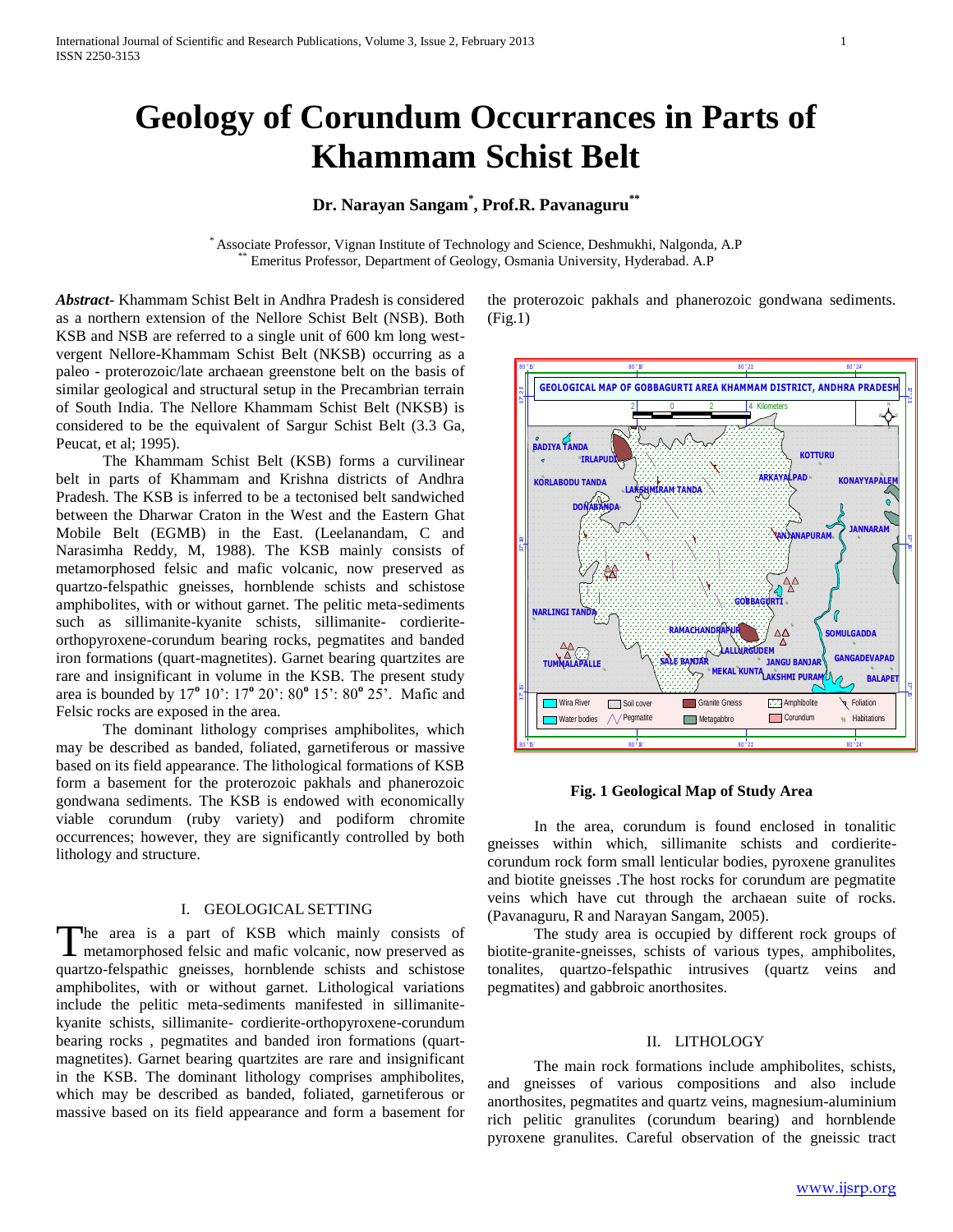# Geology of Corundum Occurrances in Parts of Khammam Schist Belt

**Dr. Narayan Sangam[*], Prof.R. Pavanaguru[**]**

[*] Associate Professor, Vignan Institute of Technology and Science, Deshmukhi, Nalgonda, A.P
[**] Emeritus Professor, Department of Geology, Osmania University, Hyderabad. A.P

***Abstract-*** Khammam Schist Belt in Andhra Pradesh is considered as a northern extension of the Nellore Schist Belt (NSB). Both KSB and NSB are referred to a single unit of 600 km long west-vergent Nellore-Khammam Schist Belt (NKSB) occurring as a paleo - proterozoic/late archaean greenstone belt on the basis of similar geological and structural setup in the Precambrian terrain of South India. The Nellore Khammam Schist Belt (NKSB) is considered to be the equivalent of Sargur Schist Belt (3.3 Ga, Peucat, et al; 1995).

The Khammam Schist Belt (KSB) forms a curvilinear belt in parts of Khammam and Krishna districts of Andhra Pradesh. The KSB is inferred to be a tectonised belt sandwiched between the Dharwar Craton in the West and the Eastern Ghat Mobile Belt (EGMB) in the East. (Leelanandam, C and Narasimha Reddy, M, 1988). The KSB mainly consists of metamorphosed felsic and mafic volcanic, now preserved as quartzo-felspathic gneisses, hornblende schists and schistose amphibolites, with or without garnet. The pelitic meta-sediments such as sillimanite-kyanite schists, sillimanite- cordierite-orthopyroxene-corundum bearing rocks, pegmatites and banded iron formations (quart-magnetites). Garnet bearing quartzites are rare and insignificant in volume in the KSB. The present study area is bounded by $17^{o}$ 10': $17^{o}$ 20': $80^{o}$ 15': $80^{o}$ 25'. Mafic and Felsic rocks are exposed in the area.

The dominant lithology comprises amphibolites, which may be described as banded, foliated, garnetiferous or massive based on its field appearance. The lithological formations of KSB form a basement for the proterozoic pakhals and phanerozoic gondwana sediments. The KSB is endowed with economically viable corundum (ruby variety) and podiform chromite occurrences; however, they are significantly controlled by both lithology and structure.

## I. Geological Setting

The area is a part of KSB which mainly consists of metamorphosed felsic and mafic volcanic, now preserved as quartzo-felspathic gneisses, hornblende schists and schistose amphibolites, with or without garnet. Lithological variations include the pelitic meta-sediments manifested in sillimanite-kyanite schists, sillimanite- cordierite-orthopyroxene-corundum bearing rocks , pegmatites and banded iron formations (quart-magnetites). Garnet bearing quartzites are rare and insignificant in the KSB. The dominant lithology comprises amphibolites, which may be described as banded, foliated, garnetiferous or massive based on its field appearance and form a basement for the proterozoic pakhals and phanerozoic gondwana sediments. (Fig.1)

**Fig. 1 Geological Map of Study Area**

In the area, corundum is found enclosed in tonalitic gneisses within which, sillimanite schists and cordierite-corundum rock form small lenticular bodies, pyroxene granulites and biotite gneisses .The host rocks for corundum are pegmatite veins which have cut through the archaean suite of rocks. (Pavanaguru, R and Narayan Sangam, 2005).

The study area is occupied by different rock groups of biotite-granite-gneisses, schists of various types, amphibolites, tonalites, quartzo-felspathic intrusives (quartz veins and pegmatites) and gabbroic anorthosites.

## II. Lithology

The main rock formations include amphibolites, schists, and gneisses of various compositions and also include anorthosites, pegmatites and quartz veins, magnesium-aluminium rich pelitic granulites (corundum bearing) and hornblende pyroxene granulites. Careful observation of the gneissic tract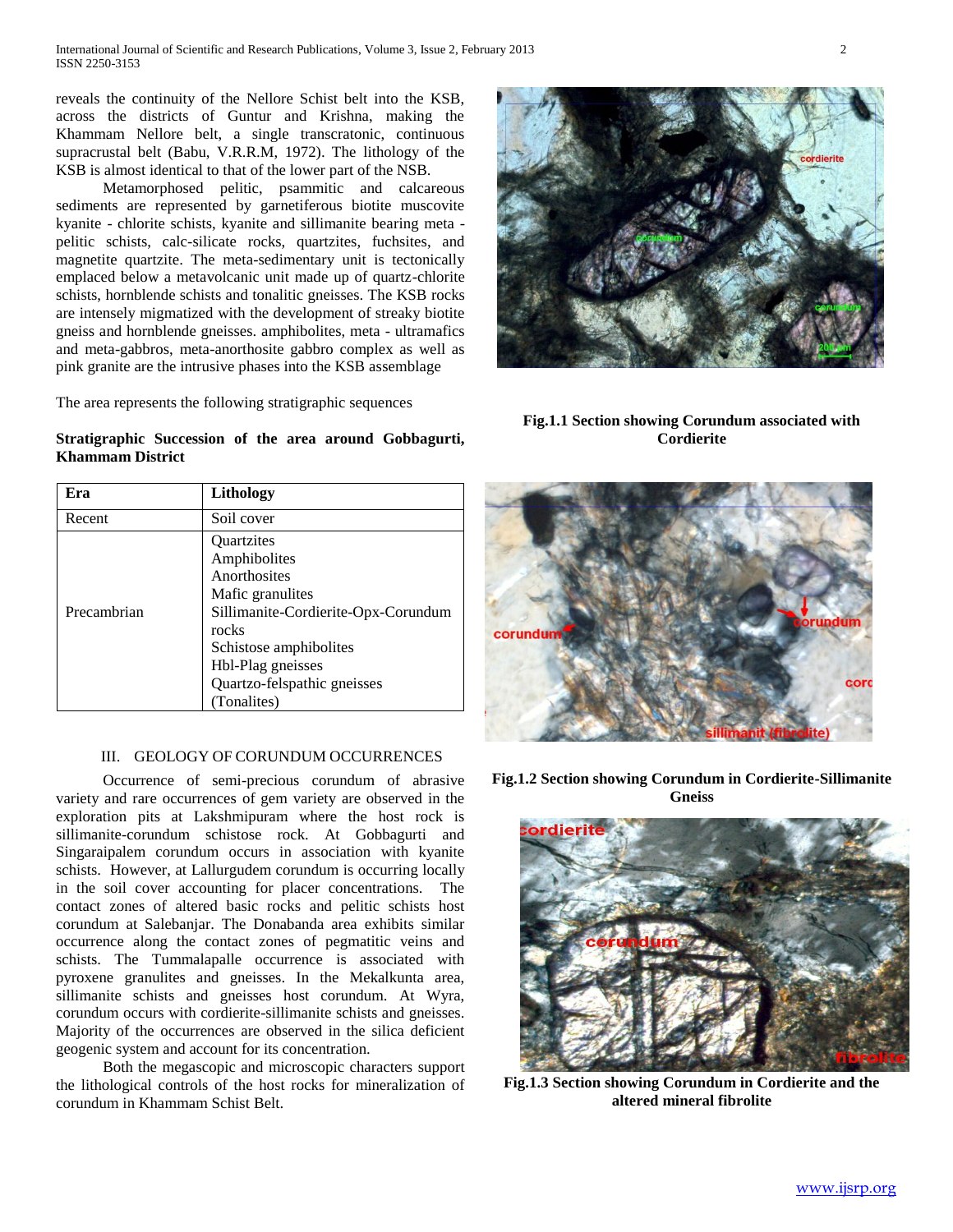reveals the continuity of the Nellore Schist belt into the KSB, across the districts of Guntur and Krishna, making the Khammam Nellore belt, a single transcratonic, continuous supracrustal belt (Babu, V.R.R.M, 1972). The lithology of the KSB is almost identical to that of the lower part of the NSB.

Metamorphosed pelitic, psammitic and calcareous sediments are represented by garnetiferous biotite muscovite kyanite - chlorite schists, kyanite and sillimanite bearing meta - pelitic schists, calc-silicate rocks, quartzites, fuchsites, and magnetite quartzite. The meta-sedimentary unit is tectonically emplaced below a metavolcanic unit made up of quartz-chlorite schists, hornblende schists and tonalitic gneisses. The KSB rocks are intensely migmatized with the development of streaky biotite gneiss and hornblende gneisses. amphibolites, meta - ultramafics and meta-gabbros, meta-anorthosite gabbro complex as well as pink granite are the intrusive phases into the KSB assemblage

The area represents the following stratigraphic sequences

**Stratigraphic Succession of the area around Gobbagurti, Khammam District**

| Era | Lithology |
|---|---|
| Recent | Soil cover |
| Precambrian | Quartzites<br>Amphibolites<br>Anorthosites<br>Mafic granulites<br>Sillimanite-Cordierite-Opx-Corundum rocks<br>Schistose amphibolites<br>Hbl-Plag gneisses<br>Quartzo-felspathic gneisses (Tonalites) |

## III. GEOLOGY OF CORUNDUM OCCURRENCES

Occurrence of semi-precious corundum of abrasive variety and rare occurrences of gem variety are observed in the exploration pits at Lakshmipuram where the host rock is sillimanite-corundum schistose rock. At Gobbagurti and Singaraipalem corundum occurs in association with kyanite schists. However, at Lallurgudem corundum is occurring locally in the soil cover accounting for placer concentrations. The contact zones of altered basic rocks and pelitic schists host corundum at Salebanjar. The Donabanda area exhibits similar occurrence along the contact zones of pegmatitic veins and schists. The Tummalapalle occurrence is associated with pyroxene granulites and gneisses. In the Mekalkunta area, sillimanite schists and gneisses host corundum. At Wyra, corundum occurs with cordierite-sillimanite schists and gneisses. Majority of the occurrences are observed in the silica deficient geogenic system and account for its concentration.

Both the megascopic and microscopic characters support the lithological controls of the host rocks for mineralization of corundum in Khammam Schist Belt.

**Fig.1.1 Section showing Corundum associated with Cordierite**

**Fig.1.2 Section showing Corundum in Cordierite-Sillimanite Gneiss**

**Fig.1.3 Section showing Corundum in Cordierite and the altered mineral fibrolite**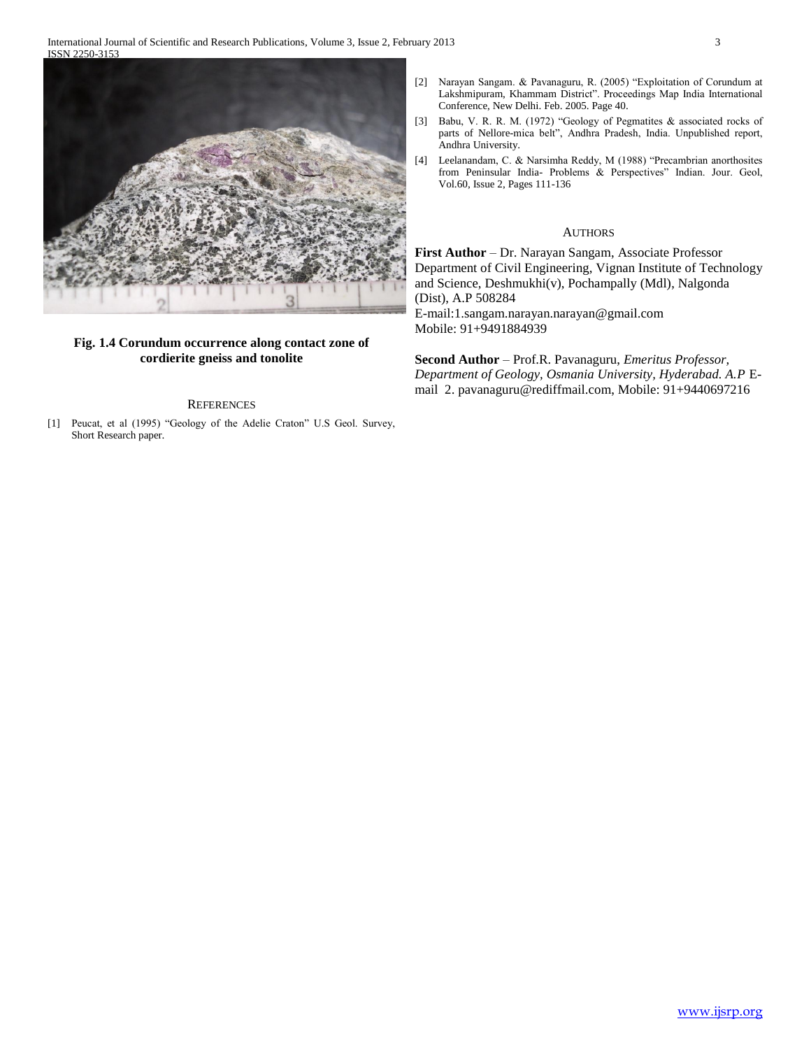**Fig. 1.4 Corundum occurrence along contact zone of cordierite gneiss and tonolite**

## REFERENCES

[1] Peucat, et al (1995) "Geology of the Adelie Craton" U.S Geol. Survey, Short Research paper.

[2] Narayan Sangam. & Pavanaguru, R. (2005) "Exploitation of Corundum at Lakshmipuram, Khammam District". Proceedings Map India International Conference, New Delhi. Feb. 2005. Page 40.

[3] Babu, V. R. R. M. (1972) "Geology of Pegmatites & associated rocks of parts of Nellore-mica belt", Andhra Pradesh, India. Unpublished report, Andhra University.

[4] Leelanandam, C. & Narsimha Reddy, M (1988) "Precambrian anorthosites from Peninsular India- Problems & Perspectives" Indian. Jour. Geol, Vol.60, Issue 2, Pages 111-136

## AUTHORS

**First Author** – Dr. Narayan Sangam, Associate Professor Department of Civil Engineering, Vignan Institute of Technology and Science, Deshmukhi(v), Pochampally (Mdl), Nalgonda (Dist), A.P 508284
E-mail:1.sangam.narayan.narayan@gmail.com
Mobile: 91+9491884939

**Second Author** – Prof.R. Pavanaguru, *Emeritus Professor, Department of Geology, Osmania University, Hyderabad. A.P* E-mail 2. pavanaguru@rediffmail.com, Mobile: 91+9440697216